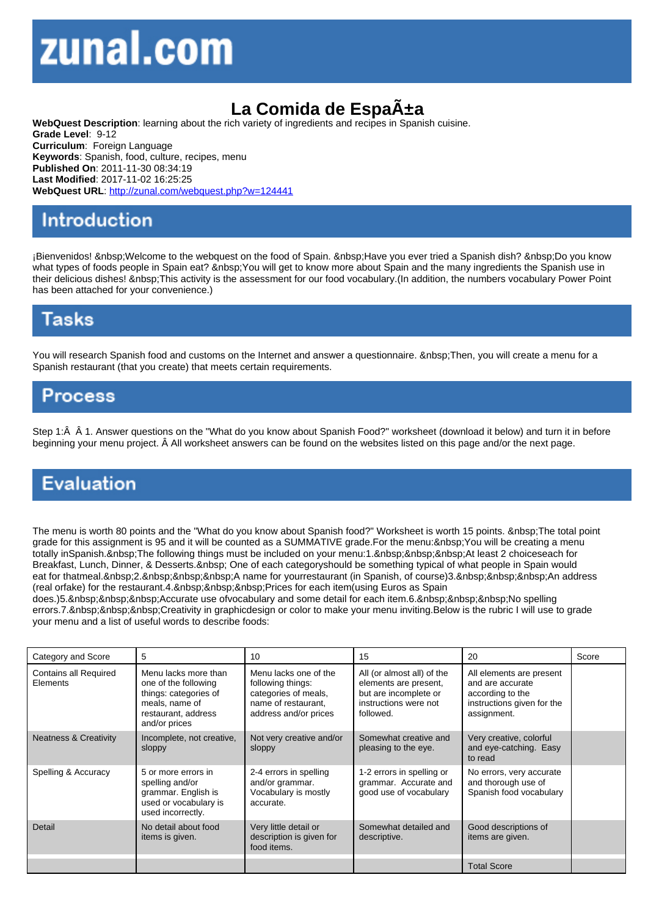# zunal.com

## La Comida de EspaÃ±a

**WebQuest Description**: learning about the rich variety of ingredients and recipes in Spanish cuisine.
**Grade Level**: 9-12
**Curriculum**: Foreign Language
**Keywords**: Spanish, food, culture, recipes, menu
**Published On**: 2011-11-30 08:34:19
**Last Modified**: 2017-11-02 16:25:25
**WebQuest URL**: http://zunal.com/webquest.php?w=124441

## Introduction

¡Bienvenidos! &nbsp;Welcome to the webquest on the food of Spain. &nbsp;Have you ever tried a Spanish dish? &nbsp;Do you know what types of foods people in Spain eat? &nbsp;You will get to know more about Spain and the many ingredients the Spanish use in their delicious dishes! &nbsp;This activity is the assessment for our food vocabulary.(In addition, the numbers vocabulary Power Point has been attached for your convenience.)

## Tasks

You will research Spanish food and customs on the Internet and answer a questionnaire. &nbsp;Then, you will create a menu for a Spanish restaurant (that you create) that meets certain requirements.

## Process

Step 1:Â Â 1. Answer questions on the "What do you know about Spanish Food?" worksheet (download it below) and turn it in before beginning your menu project. Â All worksheet answers can be found on the websites listed on this page and/or the next page.

## Evaluation

The menu is worth 80 points and the "What do you know about Spanish food?" Worksheet is worth 15 points. &nbsp;The total point grade for this assignment is 95 and it will be counted as a SUMMATIVE grade.For the menu:&nbsp;You will be creating a menu totally inSpanish.&nbsp;The following things must be included on your menu:1.&nbsp;&nbsp;&nbsp;At least 2 choiceseach for Breakfast, Lunch, Dinner, & Desserts.&nbsp; One of each categoryshould be something typical of what people in Spain would eat for thatmeal.&nbsp;2.&nbsp;&nbsp;&nbsp;A name for yourrestaurant (in Spanish, of course)3.&nbsp;&nbsp;&nbsp;An address (real orfake) for the restaurant.4.&nbsp;&nbsp;&nbsp;Prices for each item(using Euros as Spain does.)5.&nbsp;&nbsp;&nbsp;Accurate use ofvocabulary and some detail for each item.6.&nbsp;&nbsp;&nbsp;No spelling errors.7.&nbsp;&nbsp;&nbsp;Creativity in graphicdesign or color to make your menu inviting.Below is the rubric I will use to grade your menu and a list of useful words to describe foods:

| Category and Score | 5 | 10 | 15 | 20 | Score |
|---|---|---|---|---|---|
| Contains all Required Elements | Menu lacks more than one of the following things: categories of meals, name of restaurant, address and/or prices | Menu lacks one of the following things: categories of meals, name of restaurant, address and/or prices | All (or almost all) of the elements are present, but are incomplete or instructions were not followed. | All elements are present and are accurate according to the instructions given for the assignment. | |
| Neatness & Creativity | Incomplete, not creative, sloppy | Not very creative and/or sloppy | Somewhat creative and pleasing to the eye. | Very creative, colorful and eye-catching. Easy to read | |
| Spelling & Accuracy | 5 or more errors in spelling and/or grammar. English is used or vocabulary is used incorrectly. | 2-4 errors in spelling and/or grammar. Vocabulary is mostly accurate. | 1-2 errors in spelling or grammar. Accurate and good use of vocabulary | No errors, very accurate and thorough use of Spanish food vocabulary | |
| Detail | No detail about food items is given. | Very little detail or description is given for food items. | Somewhat detailed and descriptive. | Good descriptions of items are given. | |
| | | | | Total Score | |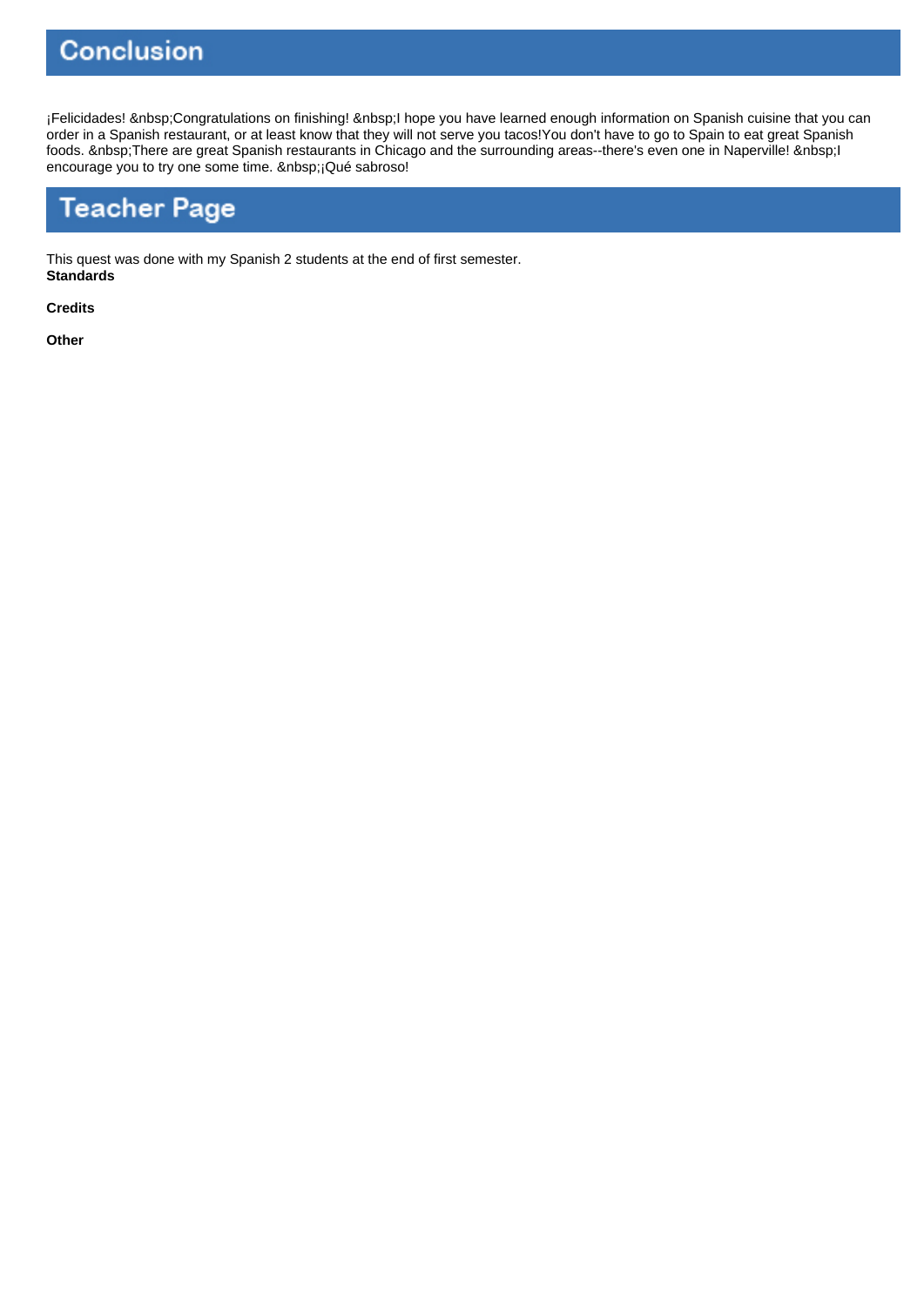## Conclusion

¡Felicidades! &nbsp;Congratulations on finishing! &nbsp;I hope you have learned enough information on Spanish cuisine that you can order in a Spanish restaurant, or at least know that they will not serve you tacos!You don't have to go to Spain to eat great Spanish foods. &nbsp;There are great Spanish restaurants in Chicago and the surrounding areas--there's even one in Naperville! &nbsp;I encourage you to try one some time. &nbsp;¡Qué sabroso!

## Teacher Page

This quest was done with my Spanish 2 students at the end of first semester.

**Standards**

**Credits**

**Other**